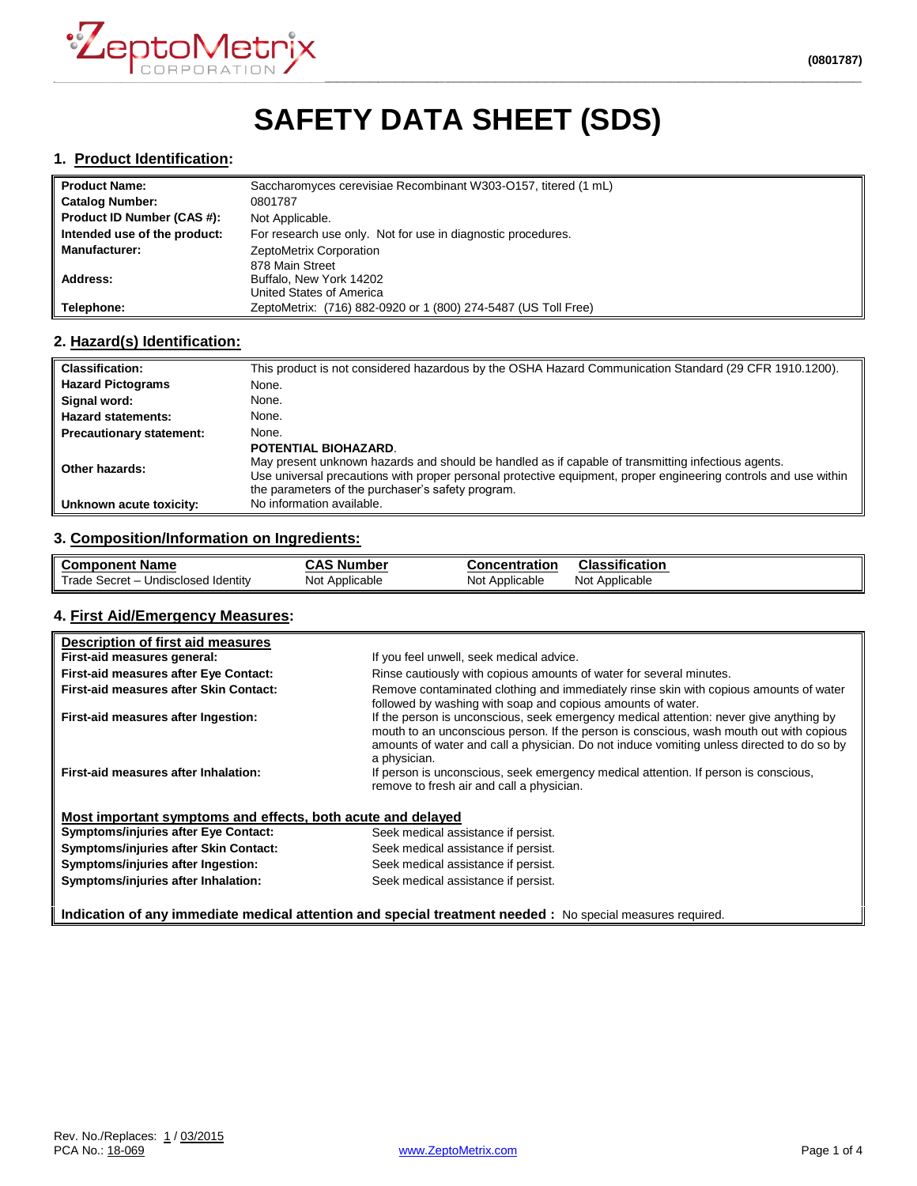ZeptoMetrix CORPORATION

(0801787)

# SAFETY DATA SHEET (SDS)

## 1. Product Identification:

| | |
|---|---|
| **Product Name:** | Saccharomyces cerevisiae Recombinant W303-O157, titered (1 mL) |
| **Catalog Number:** | 0801787 |
| **Product ID Number (CAS #):** | Not Applicable. |
| **Intended use of the product:** | For research use only. Not for use in diagnostic procedures. |
| **Manufacturer:** | ZeptoMetrix Corporation |
| **Address:** | 878 Main Street<br>Buffalo, New York 14202<br>United States of America |
| **Telephone:** | ZeptoMetrix: (716) 882-0920 or 1 (800) 274-5487 (US Toll Free) |

## 2. Hazard(s) Identification:

| | |
|---|---|
| **Classification:** | This product is not considered hazardous by the OSHA Hazard Communication Standard (29 CFR 1910.1200). |
| **Hazard Pictograms** | None. |
| **Signal word:** | None. |
| **Hazard statements:** | None. |
| **Precautionary statement:** | None. |
| **Other hazards:** | **POTENTIAL BIOHAZARD**.<br>May present unknown hazards and should be handled as if capable of transmitting infectious agents.<br>Use universal precautions with proper personal protective equipment, proper engineering controls and use within the parameters of the purchaser's safety program. |
| **Unknown acute toxicity:** | No information available. |

## 3. Composition/Information on Ingredients:

| Component Name | CAS Number | Concentration | Classification |
|---|---|---|---|
| Trade Secret – Undisclosed Identity | Not Applicable | Not Applicable | Not Applicable |

## 4. First Aid/Emergency Measures:

**Description of first aid measures**

| | |
|---|---|
| **First-aid measures general:** | If you feel unwell, seek medical advice. |
| **First-aid measures after Eye Contact:** | Rinse cautiously with copious amounts of water for several minutes. |
| **First-aid measures after Skin Contact:** | Remove contaminated clothing and immediately rinse skin with copious amounts of water followed by washing with soap and copious amounts of water. |
| **First-aid measures after Ingestion:** | If the person is unconscious, seek emergency medical attention: never give anything by mouth to an unconscious person. If the person is conscious, wash mouth out with copious amounts of water and call a physician. Do not induce vomiting unless directed to do so by a physician. |
| **First-aid measures after Inhalation:** | If person is unconscious, seek emergency medical attention. If person is conscious, remove to fresh air and call a physician. |

**Most important symptoms and effects, both acute and delayed**

| | |
|---|---|
| **Symptoms/injuries after Eye Contact:** | Seek medical assistance if persist. |
| **Symptoms/injuries after Skin Contact:** | Seek medical assistance if persist. |
| **Symptoms/injuries after Ingestion:** | Seek medical assistance if persist. |
| **Symptoms/injuries after Inhalation:** | Seek medical assistance if persist. |

**Indication of any immediate medical attention and special treatment needed :** No special measures required.

Rev. No./Replaces: 1 / 03/2015
PCA No.: 18-069

www.ZeptoMetrix.com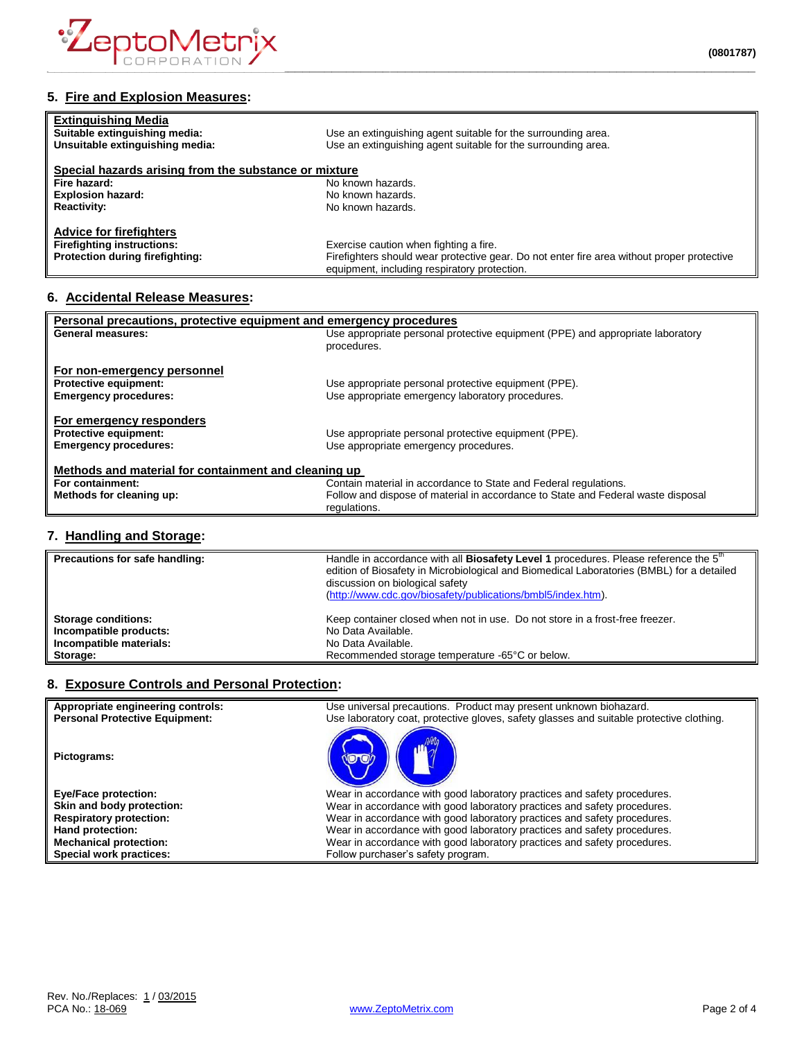## 5. Fire and Explosion Measures:

| | |
|---|---|
| **Extinguishing Media** | |
| **Suitable extinguishing media:** | Use an extinguishing agent suitable for the surrounding area. |
| **Unsuitable extinguishing media:** | Use an extinguishing agent suitable for the surrounding area. |
| **Special hazards arising from the substance or mixture** | |
| **Fire hazard:** | No known hazards. |
| **Explosion hazard:** | No known hazards. |
| **Reactivity:** | No known hazards. |
| **Advice for firefighters** | |
| **Firefighting instructions:** | Exercise caution when fighting a fire. |
| **Protection during firefighting:** | Firefighters should wear protective gear. Do not enter fire area without proper protective equipment, including respiratory protection. |

## 6. Accidental Release Measures:

| | |
|---|---|
| **Personal precautions, protective equipment and emergency procedures** | |
| **General measures:** | Use appropriate personal protective equipment (PPE) and appropriate laboratory procedures. |
| **For non-emergency personnel** | |
| **Protective equipment:** | Use appropriate personal protective equipment (PPE). |
| **Emergency procedures:** | Use appropriate emergency laboratory procedures. |
| **For emergency responders** | |
| **Protective equipment:** | Use appropriate personal protective equipment (PPE). |
| **Emergency procedures:** | Use appropriate emergency procedures. |
| **Methods and material for containment and cleaning up** | |
| **For containment:** | Contain material in accordance to State and Federal regulations. |
| **Methods for cleaning up:** | Follow and dispose of material in accordance to State and Federal waste disposal regulations. |

## 7. Handling and Storage:

| | |
|---|---|
| **Precautions for safe handling:** | Handle in accordance with all **Biosafety Level 1** procedures. Please reference the 5th edition of Biosafety in Microbiological and Biomedical Laboratories (BMBL) for a detailed discussion on biological safety (http://www.cdc.gov/biosafety/publications/bmbl5/index.htm). |
| **Storage conditions:** | Keep container closed when not in use. Do not store in a frost-free freezer. |
| **Incompatible products:** | No Data Available. |
| **Incompatible materials:** | No Data Available. |
| **Storage:** | Recommended storage temperature -65°C or below. |

## 8. Exposure Controls and Personal Protection:

| | |
|---|---|
| **Appropriate engineering controls:** | Use universal precautions. Product may present unknown biohazard. |
| **Personal Protective Equipment:** | Use laboratory coat, protective gloves, safety glasses and suitable protective clothing. |
| **Pictograms:** | |
| **Eye/Face protection:** | Wear in accordance with good laboratory practices and safety procedures. |
| **Skin and body protection:** | Wear in accordance with good laboratory practices and safety procedures. |
| **Respiratory protection:** | Wear in accordance with good laboratory practices and safety procedures. |
| **Hand protection:** | Wear in accordance with good laboratory practices and safety procedures. |
| **Mechanical protection:** | Wear in accordance with good laboratory practices and safety procedures. |
| **Special work practices:** | Follow purchaser's safety program. |

Rev. No./Replaces: 1 / 03/2015
PCA No.: 18-069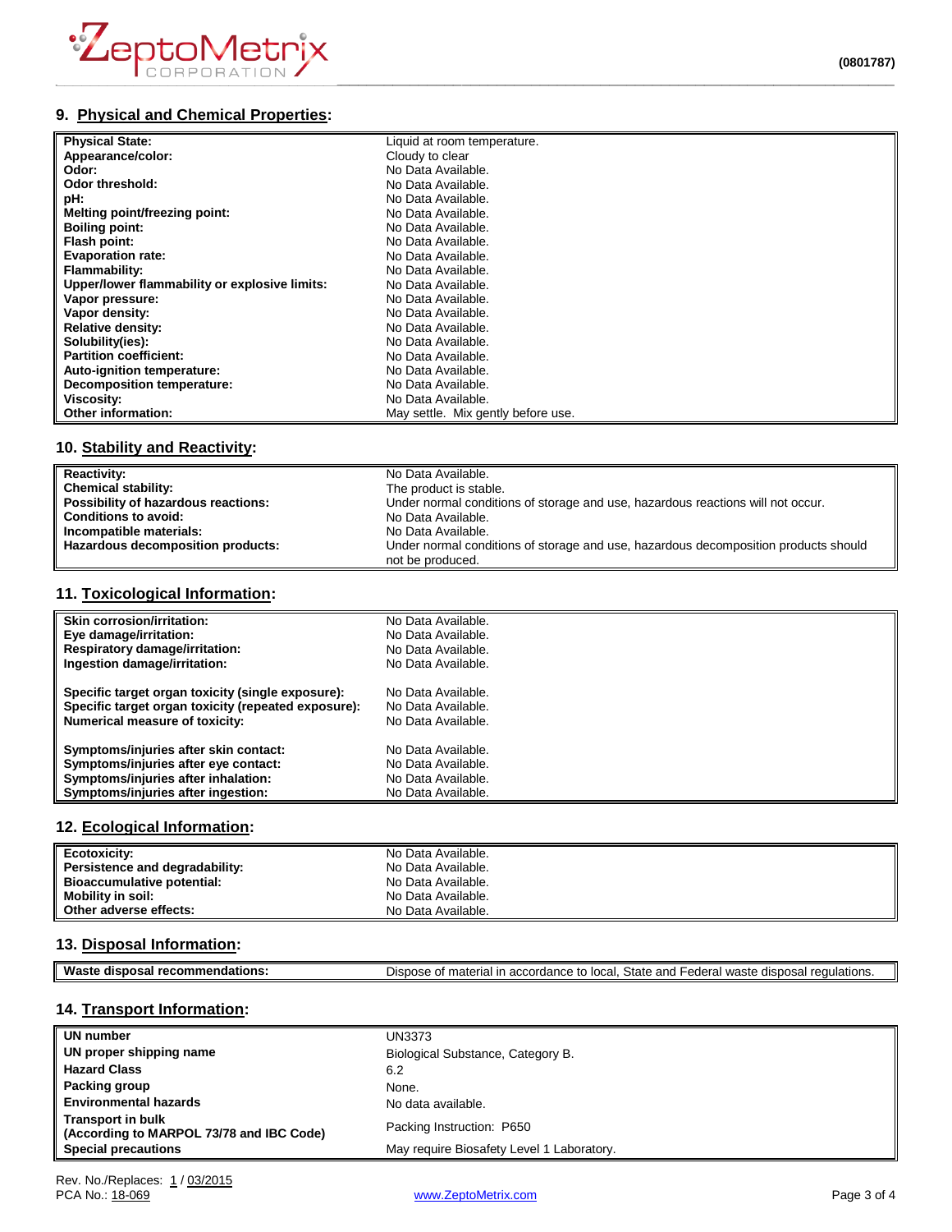## 9. Physical and Chemical Properties:

| | |
|---|---|
| **Physical State:** | Liquid at room temperature. |
| **Appearance/color:** | Cloudy to clear |
| **Odor:** | No Data Available. |
| **Odor threshold:** | No Data Available. |
| **pH:** | No Data Available. |
| **Melting point/freezing point:** | No Data Available. |
| **Boiling point:** | No Data Available. |
| **Flash point:** | No Data Available. |
| **Evaporation rate:** | No Data Available. |
| **Flammability:** | No Data Available. |
| **Upper/lower flammability or explosive limits:** | No Data Available. |
| **Vapor pressure:** | No Data Available. |
| **Vapor density:** | No Data Available. |
| **Relative density:** | No Data Available. |
| **Solubility(ies):** | No Data Available. |
| **Partition coefficient:** | No Data Available. |
| **Auto-ignition temperature:** | No Data Available. |
| **Decomposition temperature:** | No Data Available. |
| **Viscosity:** | No Data Available. |
| **Other information:** | May settle. Mix gently before use. |

## 10. Stability and Reactivity:

| | |
|---|---|
| **Reactivity:** | No Data Available. |
| **Chemical stability:** | The product is stable. |
| **Possibility of hazardous reactions:** | Under normal conditions of storage and use, hazardous reactions will not occur. |
| **Conditions to avoid:** | No Data Available. |
| **Incompatible materials:** | No Data Available. |
| **Hazardous decomposition products:** | Under normal conditions of storage and use, hazardous decomposition products should not be produced. |

## 11. Toxicological Information:

| | |
|---|---|
| **Skin corrosion/irritation:** | No Data Available. |
| **Eye damage/irritation:** | No Data Available. |
| **Respiratory damage/irritation:** | No Data Available. |
| **Ingestion damage/irritation:** | No Data Available. |
| **Specific target organ toxicity (single exposure):** | No Data Available. |
| **Specific target organ toxicity (repeated exposure):** | No Data Available. |
| **Numerical measure of toxicity:** | No Data Available. |
| **Symptoms/injuries after skin contact:** | No Data Available. |
| **Symptoms/injuries after eye contact:** | No Data Available. |
| **Symptoms/injuries after inhalation:** | No Data Available. |
| **Symptoms/injuries after ingestion:** | No Data Available. |

## 12. Ecological Information:

| | |
|---|---|
| **Ecotoxicity:** | No Data Available. |
| **Persistence and degradability:** | No Data Available. |
| **Bioaccumulative potential:** | No Data Available. |
| **Mobility in soil:** | No Data Available. |
| **Other adverse effects:** | No Data Available. |

## 13. Disposal Information:

| | |
|---|---|
| **Waste disposal recommendations:** | Dispose of material in accordance to local, State and Federal waste disposal regulations. |

## 14. Transport Information:

| | |
|---|---|
| **UN number** | UN3373 |
| **UN proper shipping name** | Biological Substance, Category B. |
| **Hazard Class** | 6.2 |
| **Packing group** | None. |
| **Environmental hazards** | No data available. |
| **Transport in bulk (According to MARPOL 73/78 and IBC Code)** | Packing Instruction: P650 |
| **Special precautions** | May require Biosafety Level 1 Laboratory. |

Rev. No./Replaces: 1 / 03/2015
PCA No.: 18-069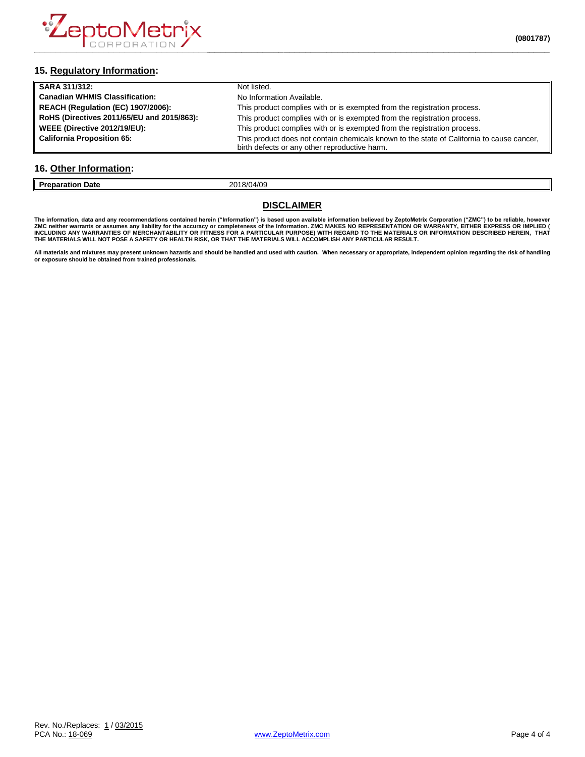## 15. Regulatory Information:

| | |
|---|---|
| **SARA 311/312:** | Not listed. |
| **Canadian WHMIS Classification:** | No Information Available. |
| **REACH (Regulation (EC) 1907/2006):** | This product complies with or is exempted from the registration process. |
| **RoHS (Directives 2011/65/EU and 2015/863):** | This product complies with or is exempted from the registration process. |
| **WEEE (Directive 2012/19/EU):** | This product complies with or is exempted from the registration process. |
| **California Proposition 65:** | This product does not contain chemicals known to the state of California to cause cancer, birth defects or any other reproductive harm. |

## 16. Other Information:

| | |
|---|---|
| **Preparation Date** | 2018/04/09 |

## DISCLAIMER

**The information, data and any recommendations contained herein ("Information") is based upon available information believed by ZeptoMetrix Corporation ("ZMC") to be reliable, however ZMC neither warrants or assumes any liability for the accuracy or completeness of the Information. ZMC MAKES NO REPRESENTATION OR WARRANTY, EITHER EXPRESS OR IMPLIED ( INCLUDING ANY WARRANTIES OF MERCHANTABILITY OR FITNESS FOR A PARTICULAR PURPOSE) WITH REGARD TO THE MATERIALS OR INFORMATION DESCRIBED HEREIN, THAT THE MATERIALS WILL NOT POSE A SAFETY OR HEALTH RISK, OR THAT THE MATERIALS WILL ACCOMPLISH ANY PARTICULAR RESULT.**

**All materials and mixtures may present unknown hazards and should be handled and used with caution. When necessary or appropriate, independent opinion regarding the risk of handling or exposure should be obtained from trained professionals.**

Rev. No./Replaces: 1 / 03/2015
PCA No.: 18-069

www.ZeptoMetrix.com